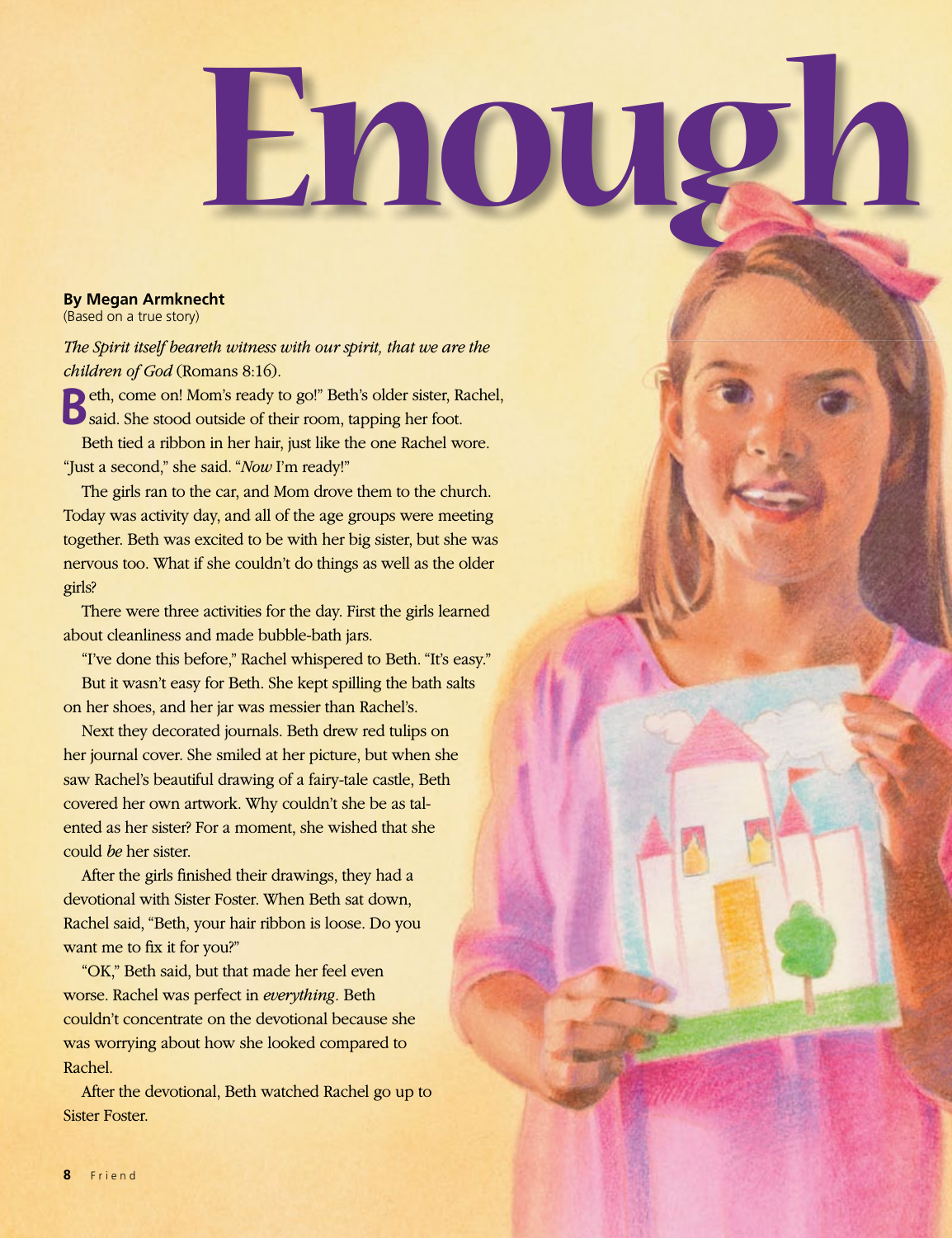# Enough

**By Megan Armknecht**
(Based on a true story)

*The Spirit itself beareth witness with our spirit, that we are the children of God* (Romans 8:16).

"Beth, come on! Mom's ready to go!" Beth's older sister, Rachel, said. She stood outside of their room, tapping her foot.

Beth tied a ribbon in her hair, just like the one Rachel wore. "Just a second," she said. "*Now* I'm ready!"

The girls ran to the car, and Mom drove them to the church. Today was activity day, and all of the age groups were meeting together. Beth was excited to be with her big sister, but she was nervous too. What if she couldn't do things as well as the older girls?

There were three activities for the day. First the girls learned about cleanliness and made bubble-bath jars.

"I've done this before," Rachel whispered to Beth. "It's easy."

But it wasn't easy for Beth. She kept spilling the bath salts on her shoes, and her jar was messier than Rachel's.

Next they decorated journals. Beth drew red tulips on her journal cover. She smiled at her picture, but when she saw Rachel's beautiful drawing of a fairy-tale castle, Beth covered her own artwork. Why couldn't she be as talented as her sister? For a moment, she wished that she could *be* her sister.

After the girls finished their drawings, they had a devotional with Sister Foster. When Beth sat down, Rachel said, "Beth, your hair ribbon is loose. Do you want me to fix it for you?"

"OK," Beth said, but that made her feel even worse. Rachel was perfect in *everything*. Beth couldn't concentrate on the devotional because she was worrying about how she looked compared to Rachel.

After the devotional, Beth watched Rachel go up to Sister Foster.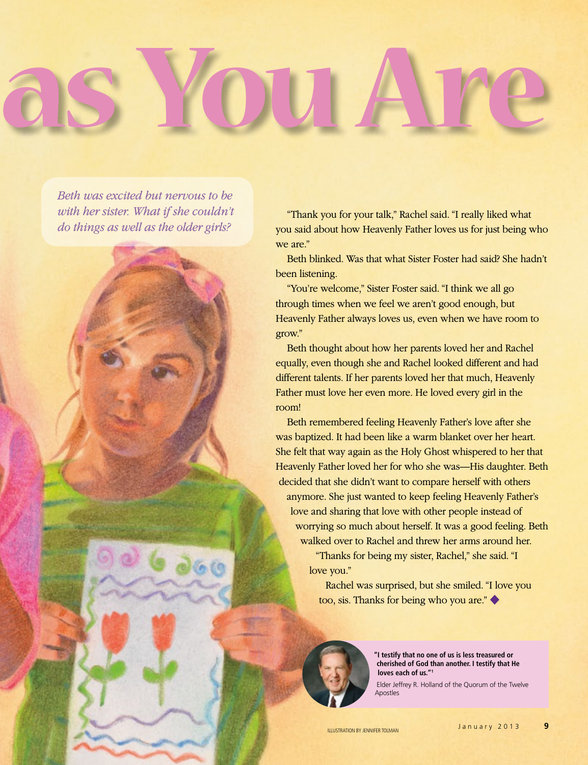# as You Are

*Beth was excited but nervous to be with her sister. What if she couldn't do things as well as the older girls?*

"Thank you for your talk," Rachel said. "I really liked what you said about how Heavenly Father loves us for just being who we are."

Beth blinked. Was that what Sister Foster had said? She hadn't been listening.

"You're welcome," Sister Foster said. "I think we all go through times when we feel we aren't good enough, but Heavenly Father always loves us, even when we have room to grow."

Beth thought about how her parents loved her and Rachel equally, even though she and Rachel looked different and had different talents. If her parents loved her that much, Heavenly Father must love her even more. He loved every girl in the room!

Beth remembered feeling Heavenly Father's love after she was baptized. It had been like a warm blanket over her heart. She felt that way again as the Holy Ghost whispered to her that Heavenly Father loved her for who she was—His daughter. Beth decided that she didn't want to compare herself with others anymore. She just wanted to keep feeling Heavenly Father's love and sharing that love with other people instead of worrying so much about herself. It was a good feeling. Beth walked over to Rachel and threw her arms around her.

"Thanks for being my sister, Rachel," she said. "I love you."

Rachel was surprised, but she smiled. "I love you too, sis. Thanks for being who you are." ◆

**"I testify that no one of us is less treasured or cherished of God than another. I testify that He loves each of us."[1]**

Elder Jeffrey R. Holland of the Quorum of the Twelve Apostles

ILLUSTRATION BY JENNIFER TOLMAN